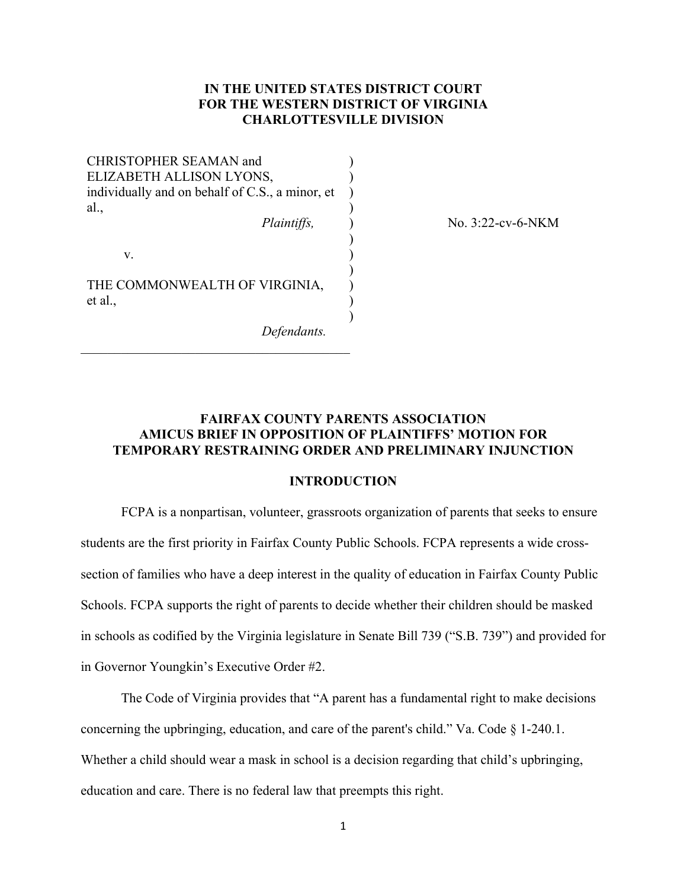**IN THE UNITED STATES DISTRICT COURT**
**FOR THE WESTERN DISTRICT OF VIRGINIA**
**CHARLOTTESVILLE DIVISION**

| | | |
|---|---|---|
| CHRISTOPHER SEAMAN and ELIZABETH ALLISON LYONS, individually and on behalf of C.S., a minor, et al., *Plaintiffs,* | ) | No. 3:22-cv-6-NKM |
| v. | ) | |
| THE COMMONWEALTH OF VIRGINIA, et al., *Defendants.* | ) | |

# FAIRFAX COUNTY PARENTS ASSOCIATION AMICUS BRIEF IN OPPOSITION OF PLAINTIFFS' MOTION FOR TEMPORARY RESTRAINING ORDER AND PRELIMINARY INJUNCTION

## INTRODUCTION

FCPA is a nonpartisan, volunteer, grassroots organization of parents that seeks to ensure students are the first priority in Fairfax County Public Schools. FCPA represents a wide cross-section of families who have a deep interest in the quality of education in Fairfax County Public Schools. FCPA supports the right of parents to decide whether their children should be masked in schools as codified by the Virginia legislature in Senate Bill 739 ("S.B. 739") and provided for in Governor Youngkin's Executive Order #2.

The Code of Virginia provides that "A parent has a fundamental right to make decisions concerning the upbringing, education, and care of the parent's child." Va. Code § 1-240.1. Whether a child should wear a mask in school is a decision regarding that child's upbringing, education and care. There is no federal law that preempts this right.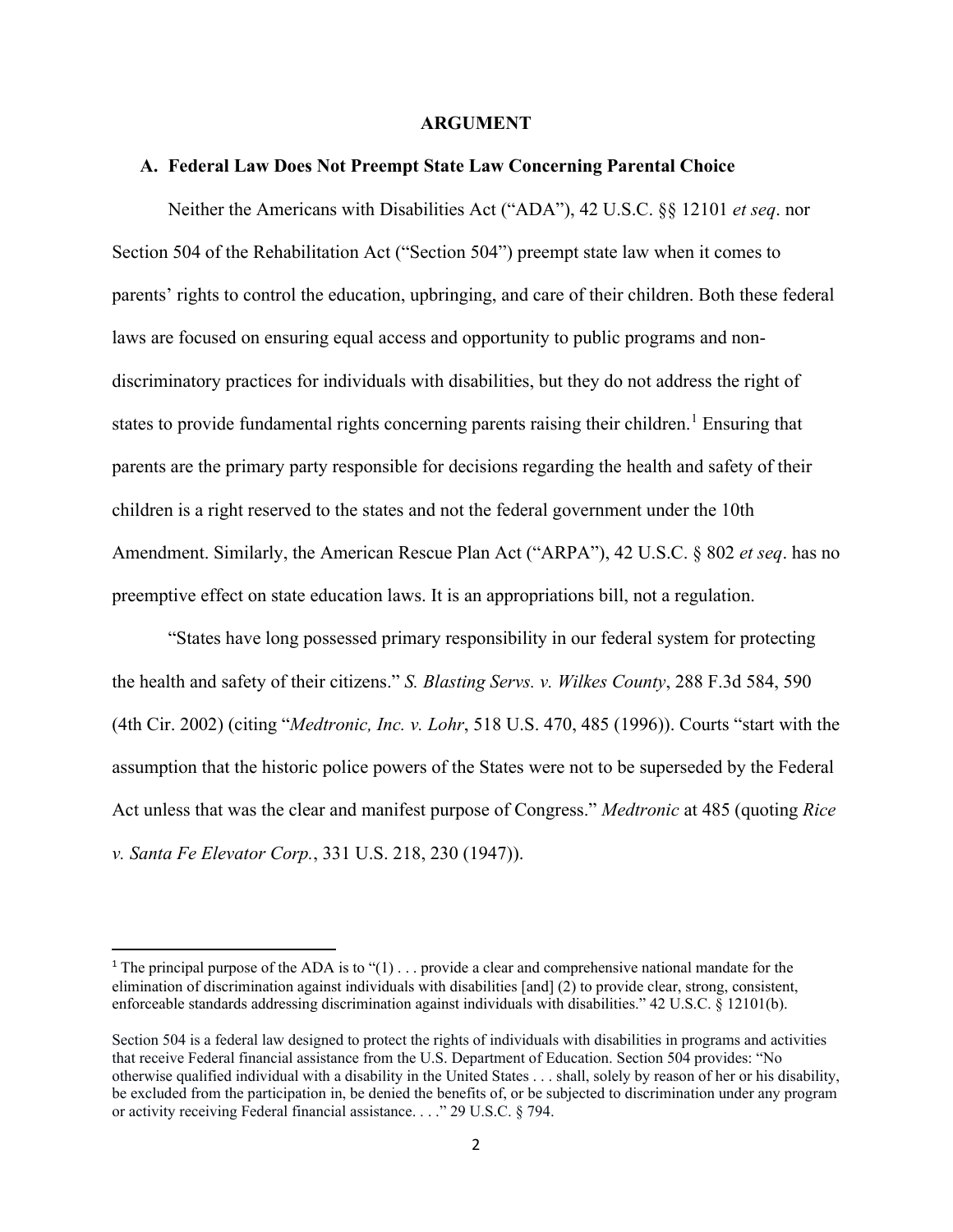## ARGUMENT

### A. Federal Law Does Not Preempt State Law Concerning Parental Choice

Neither the Americans with Disabilities Act ("ADA"), 42 U.S.C. §§ 12101 *et seq*. nor Section 504 of the Rehabilitation Act ("Section 504") preempt state law when it comes to parents' rights to control the education, upbringing, and care of their children. Both these federal laws are focused on ensuring equal access and opportunity to public programs and non-discriminatory practices for individuals with disabilities, but they do not address the right of states to provide fundamental rights concerning parents raising their children.[1] Ensuring that parents are the primary party responsible for decisions regarding the health and safety of their children is a right reserved to the states and not the federal government under the 10th Amendment. Similarly, the American Rescue Plan Act ("ARPA"), 42 U.S.C. § 802 *et seq*. has no preemptive effect on state education laws. It is an appropriations bill, not a regulation.

"States have long possessed primary responsibility in our federal system for protecting the health and safety of their citizens." *S. Blasting Servs. v. Wilkes County*, 288 F.3d 584, 590 (4th Cir. 2002) (citing "*Medtronic, Inc. v. Lohr*, 518 U.S. 470, 485 (1996)). Courts "start with the assumption that the historic police powers of the States were not to be superseded by the Federal Act unless that was the clear and manifest purpose of Congress." *Medtronic* at 485 (quoting *Rice v. Santa Fe Elevator Corp.*, 331 U.S. 218, 230 (1947)).

---

[1] The principal purpose of the ADA is to "(1) . . . provide a clear and comprehensive national mandate for the elimination of discrimination against individuals with disabilities [and] (2) to provide clear, strong, consistent, enforceable standards addressing discrimination against individuals with disabilities." 42 U.S.C. § 12101(b).

Section 504 is a federal law designed to protect the rights of individuals with disabilities in programs and activities that receive Federal financial assistance from the U.S. Department of Education. Section 504 provides: "No otherwise qualified individual with a disability in the United States . . . shall, solely by reason of her or his disability, be excluded from the participation in, be denied the benefits of, or be subjected to discrimination under any program or activity receiving Federal financial assistance. . . ." 29 U.S.C. § 794.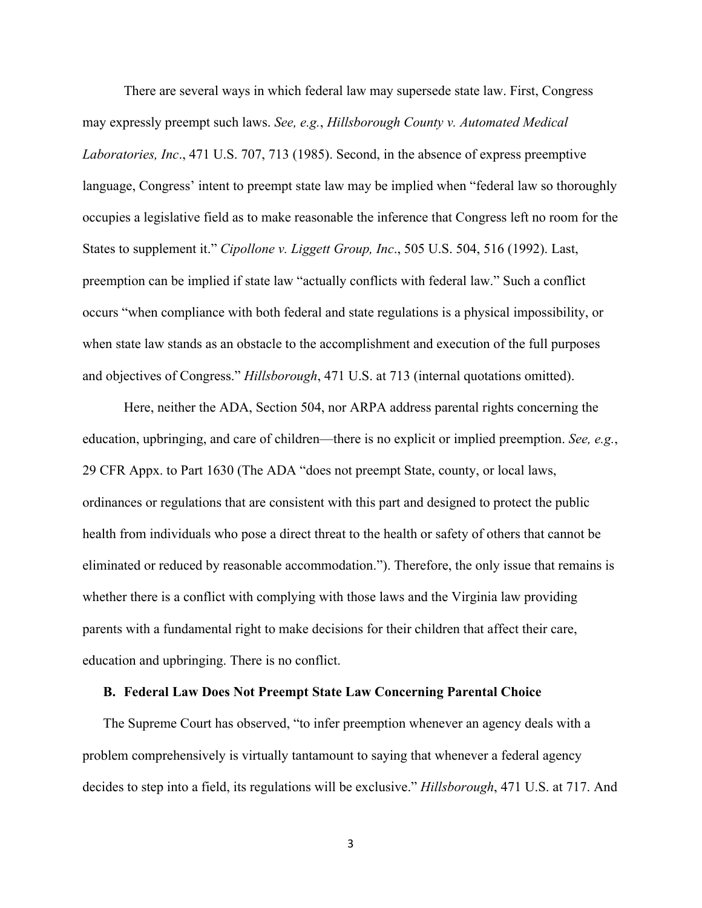There are several ways in which federal law may supersede state law. First, Congress may expressly preempt such laws. *See, e.g.*, *Hillsborough County v. Automated Medical Laboratories, Inc*., 471 U.S. 707, 713 (1985). Second, in the absence of express preemptive language, Congress' intent to preempt state law may be implied when "federal law so thoroughly occupies a legislative field as to make reasonable the inference that Congress left no room for the States to supplement it." *Cipollone v. Liggett Group, Inc*., 505 U.S. 504, 516 (1992). Last, preemption can be implied if state law "actually conflicts with federal law." Such a conflict occurs "when compliance with both federal and state regulations is a physical impossibility, or when state law stands as an obstacle to the accomplishment and execution of the full purposes and objectives of Congress." *Hillsborough*, 471 U.S. at 713 (internal quotations omitted).

Here, neither the ADA, Section 504, nor ARPA address parental rights concerning the education, upbringing, and care of children—there is no explicit or implied preemption. *See, e.g.*, 29 CFR Appx. to Part 1630 (The ADA "does not preempt State, county, or local laws, ordinances or regulations that are consistent with this part and designed to protect the public health from individuals who pose a direct threat to the health or safety of others that cannot be eliminated or reduced by reasonable accommodation."). Therefore, the only issue that remains is whether there is a conflict with complying with those laws and the Virginia law providing parents with a fundamental right to make decisions for their children that affect their care, education and upbringing. There is no conflict.

### B. Federal Law Does Not Preempt State Law Concerning Parental Choice

The Supreme Court has observed, "to infer preemption whenever an agency deals with a problem comprehensively is virtually tantamount to saying that whenever a federal agency decides to step into a field, its regulations will be exclusive." *Hillsborough*, 471 U.S. at 717. And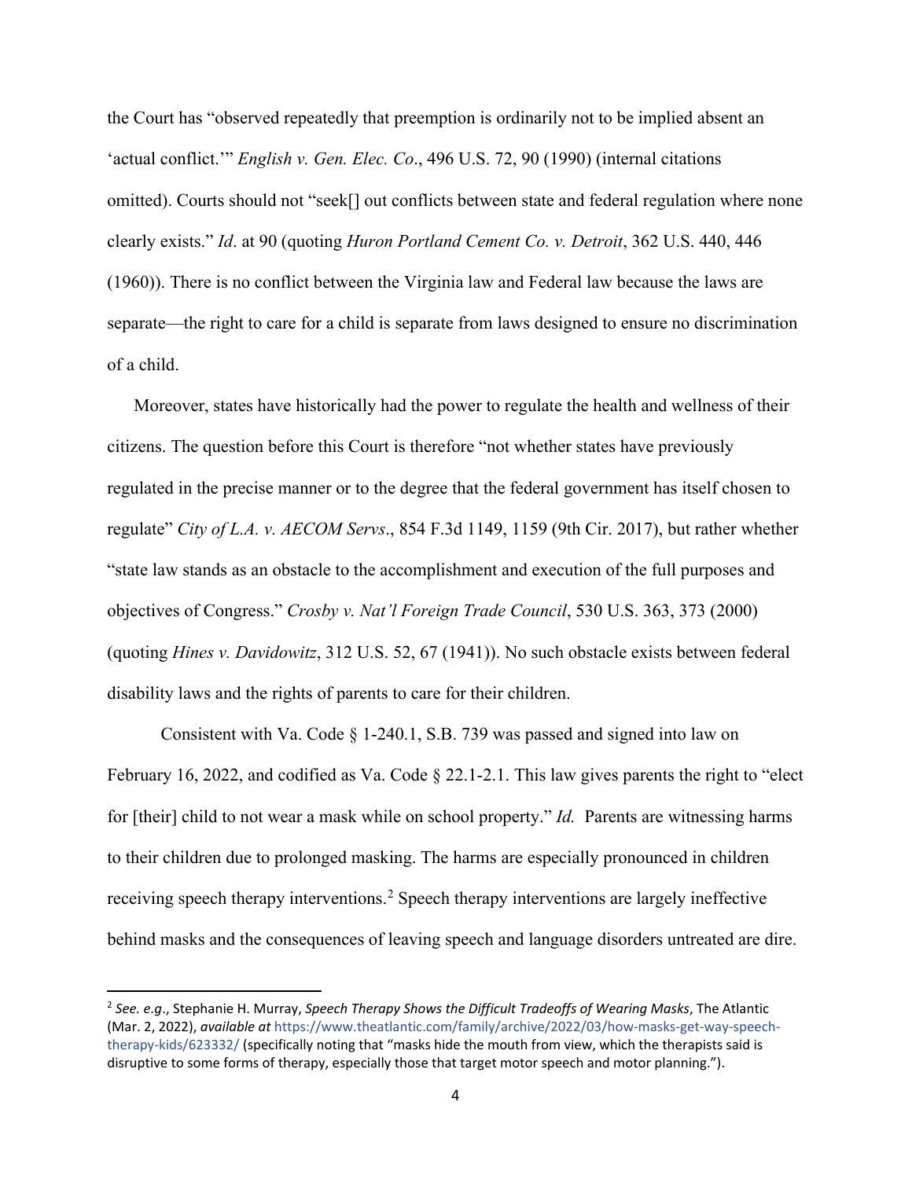the Court has "observed repeatedly that preemption is ordinarily not to be implied absent an 'actual conflict.'" *English v. Gen. Elec. Co*., 496 U.S. 72, 90 (1990) (internal citations omitted). Courts should not "seek[] out conflicts between state and federal regulation where none clearly exists." *Id*. at 90 (quoting *Huron Portland Cement Co. v. Detroit*, 362 U.S. 440, 446 (1960)). There is no conflict between the Virginia law and Federal law because the laws are separate—the right to care for a child is separate from laws designed to ensure no discrimination of a child.

Moreover, states have historically had the power to regulate the health and wellness of their citizens. The question before this Court is therefore "not whether states have previously regulated in the precise manner or to the degree that the federal government has itself chosen to regulate" *City of L.A. v. AECOM Servs*., 854 F.3d 1149, 1159 (9th Cir. 2017), but rather whether "state law stands as an obstacle to the accomplishment and execution of the full purposes and objectives of Congress." *Crosby v. Nat'l Foreign Trade Council*, 530 U.S. 363, 373 (2000) (quoting *Hines v. Davidowitz*, 312 U.S. 52, 67 (1941)). No such obstacle exists between federal disability laws and the rights of parents to care for their children.

Consistent with Va. Code § 1-240.1, S.B. 739 was passed and signed into law on February 16, 2022, and codified as Va. Code § 22.1-2.1. This law gives parents the right to "elect for [their] child to not wear a mask while on school property." *Id.* Parents are witnessing harms to their children due to prolonged masking. The harms are especially pronounced in children receiving speech therapy interventions.[2] Speech therapy interventions are largely ineffective behind masks and the consequences of leaving speech and language disorders untreated are dire.

---

[2] *See. e.g*., Stephanie H. Murray, *Speech Therapy Shows the Difficult Tradeoffs of Wearing Masks*, The Atlantic (Mar. 2, 2022), *available at* https://www.theatlantic.com/family/archive/2022/03/how-masks-get-way-speech-therapy-kids/623332/ (specifically noting that "masks hide the mouth from view, which the therapists said is disruptive to some forms of therapy, especially those that target motor speech and motor planning.").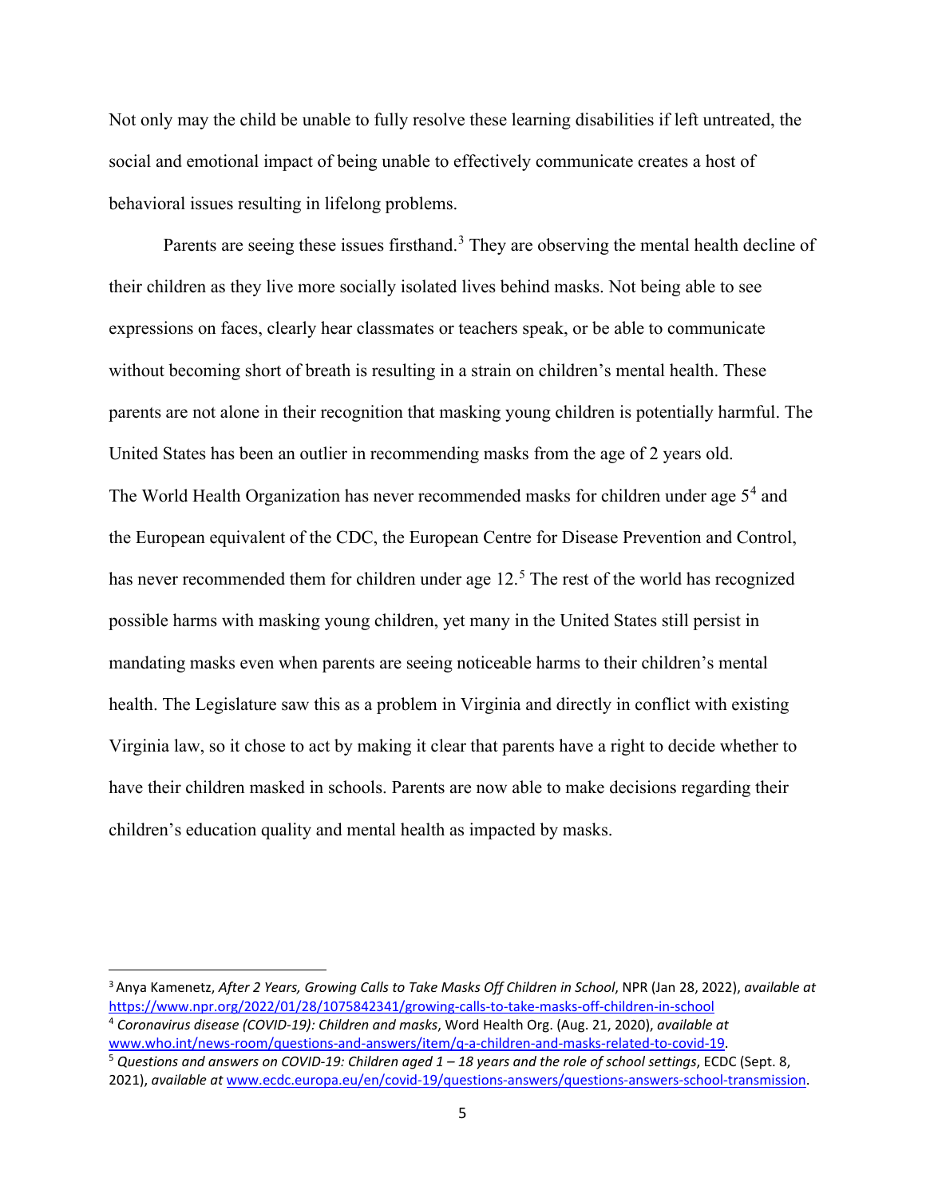Not only may the child be unable to fully resolve these learning disabilities if left untreated, the social and emotional impact of being unable to effectively communicate creates a host of behavioral issues resulting in lifelong problems.

Parents are seeing these issues firsthand.[3] They are observing the mental health decline of their children as they live more socially isolated lives behind masks. Not being able to see expressions on faces, clearly hear classmates or teachers speak, or be able to communicate without becoming short of breath is resulting in a strain on children's mental health. These parents are not alone in their recognition that masking young children is potentially harmful. The United States has been an outlier in recommending masks from the age of 2 years old. The World Health Organization has never recommended masks for children under age 5[4] and the European equivalent of the CDC, the European Centre for Disease Prevention and Control, has never recommended them for children under age 12.[5] The rest of the world has recognized possible harms with masking young children, yet many in the United States still persist in mandating masks even when parents are seeing noticeable harms to their children's mental health. The Legislature saw this as a problem in Virginia and directly in conflict with existing Virginia law, so it chose to act by making it clear that parents have a right to decide whether to have their children masked in schools. Parents are now able to make decisions regarding their children's education quality and mental health as impacted by masks.

---

[3] Anya Kamenetz, *After 2 Years, Growing Calls to Take Masks Off Children in School*, NPR (Jan 28, 2022), *available at* https://www.npr.org/2022/01/28/1075842341/growing-calls-to-take-masks-off-children-in-school

[4] *Coronavirus disease (COVID-19): Children and masks*, Word Health Org. (Aug. 21, 2020), *available at* www.who.int/news-room/questions-and-answers/item/q-a-children-and-masks-related-to-covid-19.

[5] *Questions and answers on COVID-19: Children aged 1 – 18 years and the role of school settings*, ECDC (Sept. 8, 2021), *available at* www.ecdc.europa.eu/en/covid-19/questions-answers/questions-answers-school-transmission.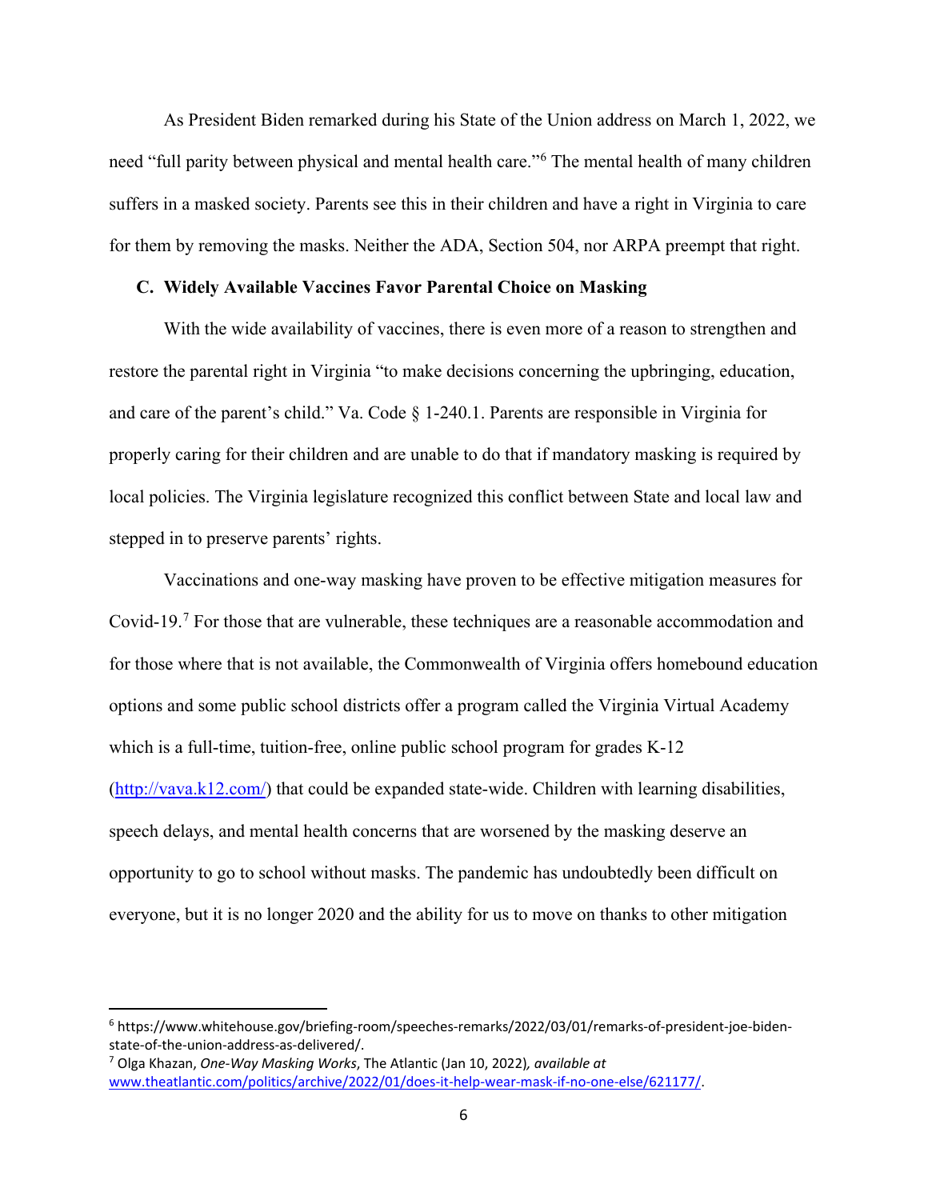As President Biden remarked during his State of the Union address on March 1, 2022, we need "full parity between physical and mental health care."[6] The mental health of many children suffers in a masked society. Parents see this in their children and have a right in Virginia to care for them by removing the masks. Neither the ADA, Section 504, nor ARPA preempt that right.

### C. Widely Available Vaccines Favor Parental Choice on Masking

With the wide availability of vaccines, there is even more of a reason to strengthen and restore the parental right in Virginia "to make decisions concerning the upbringing, education, and care of the parent's child." Va. Code § 1-240.1. Parents are responsible in Virginia for properly caring for their children and are unable to do that if mandatory masking is required by local policies. The Virginia legislature recognized this conflict between State and local law and stepped in to preserve parents' rights.

Vaccinations and one-way masking have proven to be effective mitigation measures for Covid-19.[7] For those that are vulnerable, these techniques are a reasonable accommodation and for those where that is not available, the Commonwealth of Virginia offers homebound education options and some public school districts offer a program called the Virginia Virtual Academy which is a full-time, tuition-free, online public school program for grades K-12 (http://vava.k12.com/) that could be expanded state-wide. Children with learning disabilities, speech delays, and mental health concerns that are worsened by the masking deserve an opportunity to go to school without masks. The pandemic has undoubtedly been difficult on everyone, but it is no longer 2020 and the ability for us to move on thanks to other mitigation

---

[6] https://www.whitehouse.gov/briefing-room/speeches-remarks/2022/03/01/remarks-of-president-joe-biden-state-of-the-union-address-as-delivered/.

[7] Olga Khazan, *One-Way Masking Works*, The Atlantic (Jan 10, 2022), *available at* www.theatlantic.com/politics/archive/2022/01/does-it-help-wear-mask-if-no-one-else/621177/.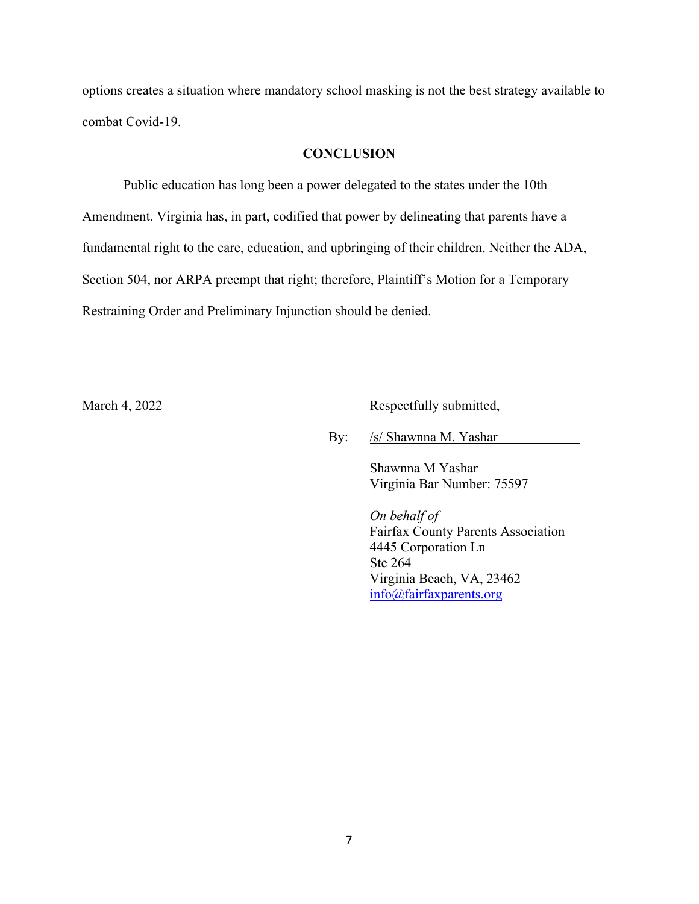options creates a situation where mandatory school masking is not the best strategy available to combat Covid-19.

## CONCLUSION

Public education has long been a power delegated to the states under the 10th Amendment. Virginia has, in part, codified that power by delineating that parents have a fundamental right to the care, education, and upbringing of their children. Neither the ADA, Section 504, nor ARPA preempt that right; therefore, Plaintiff's Motion for a Temporary Restraining Order and Preliminary Injunction should be denied.

March 4, 2022

Respectfully submitted,

By: /s/ Shawnna M. Yashar

Shawnna M Yashar
Virginia Bar Number: 75597

*On behalf of*
Fairfax County Parents Association
4445 Corporation Ln
Ste 264
Virginia Beach, VA, 23462
info@fairfaxparents.org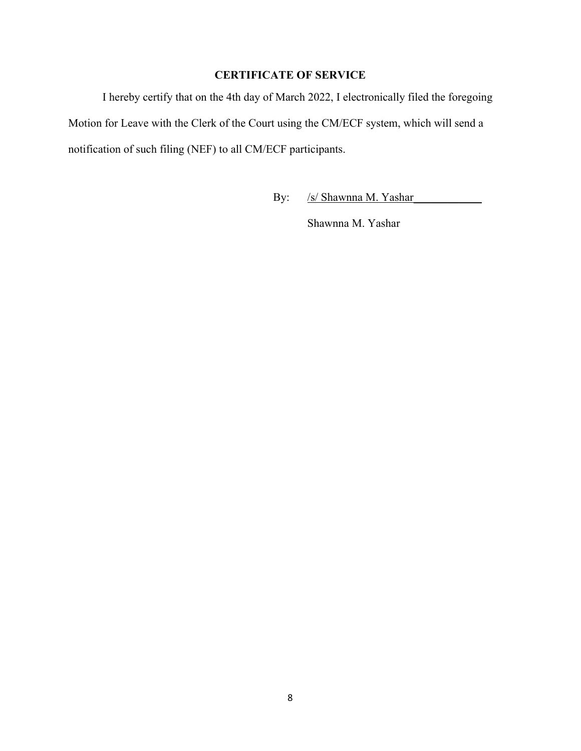## CERTIFICATE OF SERVICE

I hereby certify that on the 4th day of March 2022, I electronically filed the foregoing Motion for Leave with the Clerk of the Court using the CM/ECF system, which will send a notification of such filing (NEF) to all CM/ECF participants.

By: /s/ Shawnna M. Yashar____________

Shawnna M. Yashar